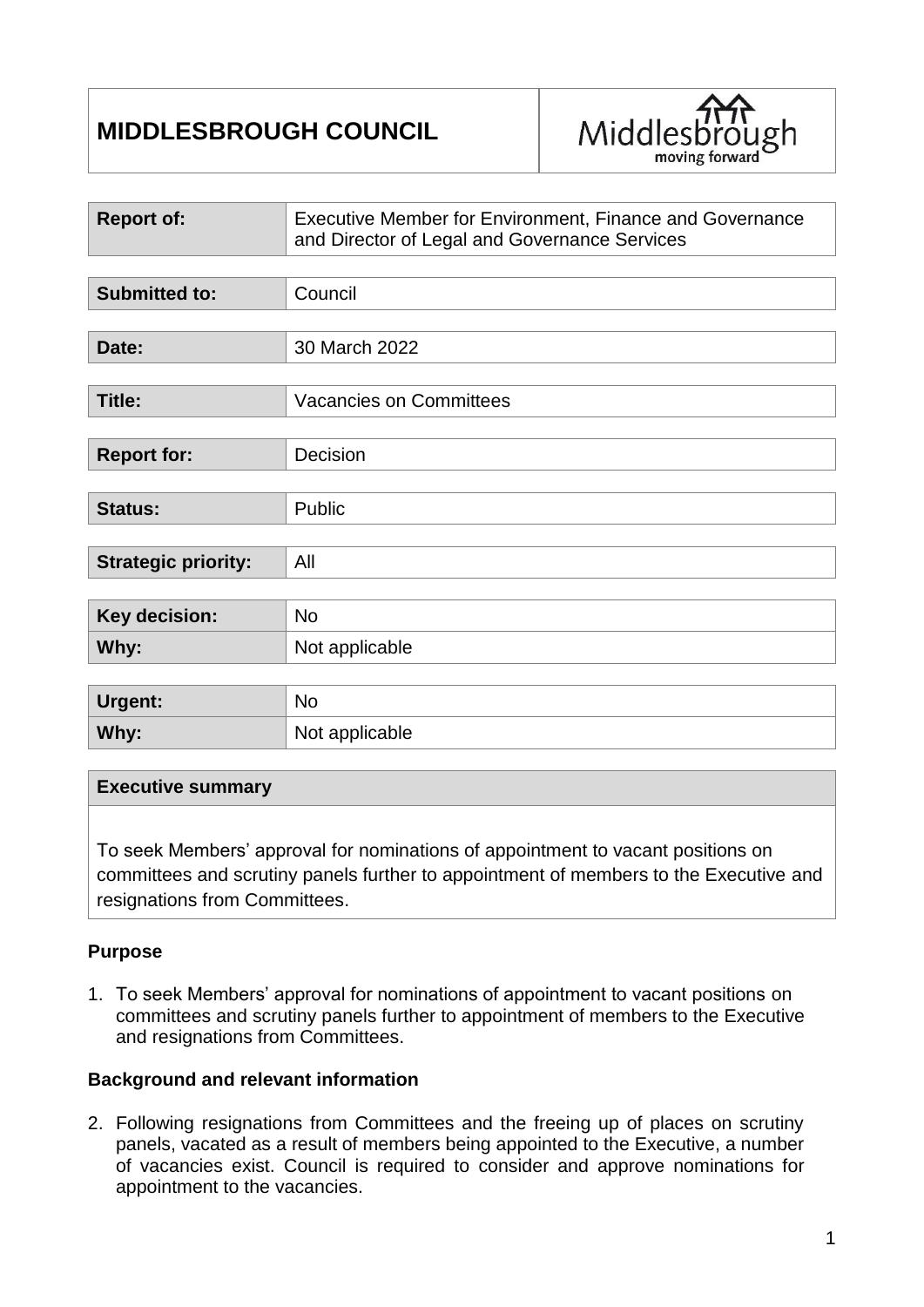# MIDDLESBROUGH COUNCIL

| | |
|---|---|
| **Report of:** | Executive Member for Environment, Finance and Governance and Director of Legal and Governance Services |
| **Submitted to:** | Council |
| **Date:** | 30 March 2022 |
| **Title:** | Vacancies on Committees |
| **Report for:** | Decision |
| **Status:** | Public |
| **Strategic priority:** | All |
| **Key decision:** | No |
| **Why:** | Not applicable |
| **Urgent:** | No |
| **Why:** | Not applicable |

**Executive summary**

To seek Members' approval for nominations of appointment to vacant positions on committees and scrutiny panels further to appointment of members to the Executive and resignations from Committees.

### Purpose

1. To seek Members' approval for nominations of appointment to vacant positions on committees and scrutiny panels further to appointment of members to the Executive and resignations from Committees.

### Background and relevant information

2. Following resignations from Committees and the freeing up of places on scrutiny panels, vacated as a result of members being appointed to the Executive, a number of vacancies exist. Council is required to consider and approve nominations for appointment to the vacancies.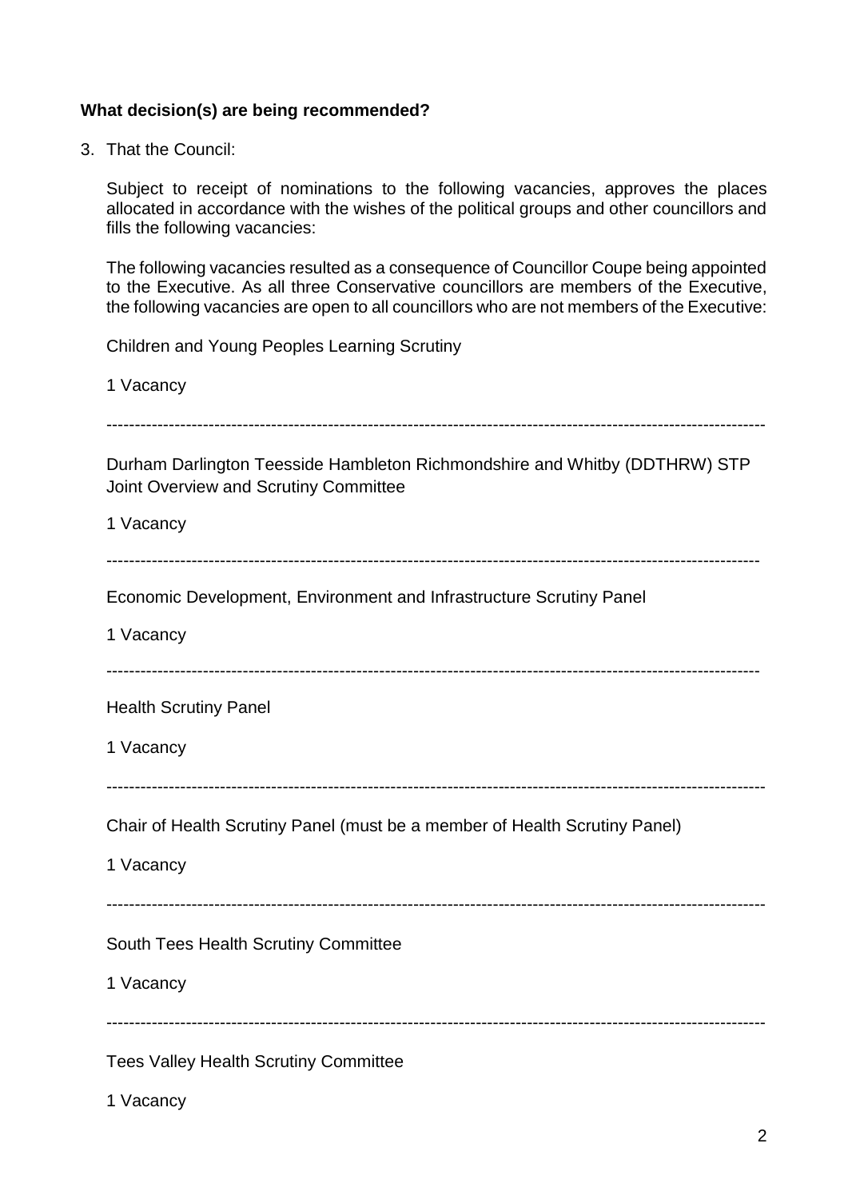**What decision(s) are being recommended?**

3. That the Council:

   Subject to receipt of nominations to the following vacancies, approves the places allocated in accordance with the wishes of the political groups and other councillors and fills the following vacancies:

   The following vacancies resulted as a consequence of Councillor Coupe being appointed to the Executive. As all three Conservative councillors are members of the Executive, the following vacancies are open to all councillors who are not members of the Executive:

   Children and Young Peoples Learning Scrutiny

   1 Vacancy

   ---

   Durham Darlington Teesside Hambleton Richmondshire and Whitby (DDTHRW) STP Joint Overview and Scrutiny Committee

   1 Vacancy

   ---

   Economic Development, Environment and Infrastructure Scrutiny Panel

   1 Vacancy

   ---

   Health Scrutiny Panel

   1 Vacancy

   ---

   Chair of Health Scrutiny Panel (must be a member of Health Scrutiny Panel)

   1 Vacancy

   ---

   South Tees Health Scrutiny Committee

   1 Vacancy

   ---

   Tees Valley Health Scrutiny Committee

   1 Vacancy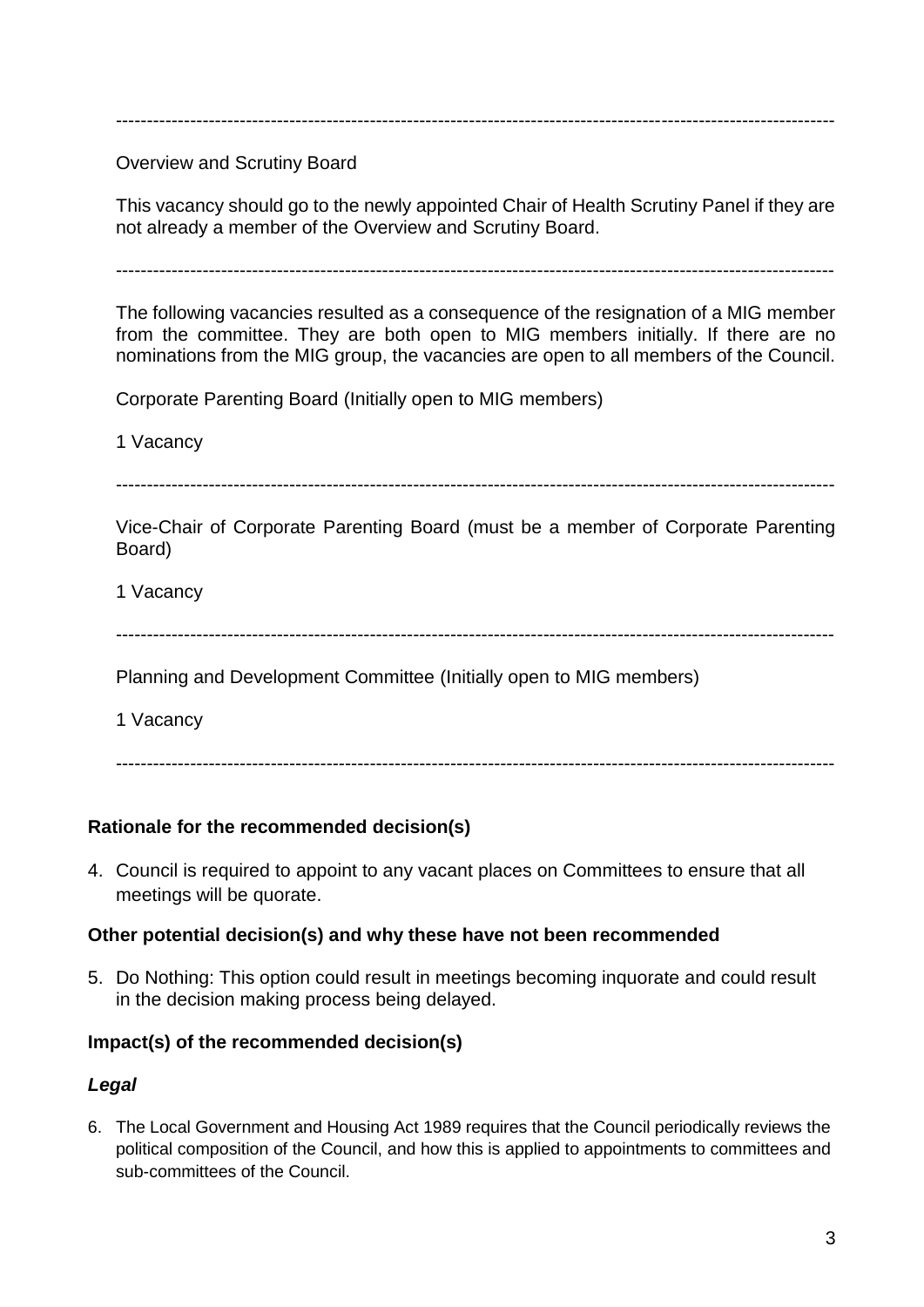---

Overview and Scrutiny Board

This vacancy should go to the newly appointed Chair of Health Scrutiny Panel if they are not already a member of the Overview and Scrutiny Board.

---

The following vacancies resulted as a consequence of the resignation of a MIG member from the committee. They are both open to MIG members initially. If there are no nominations from the MIG group, the vacancies are open to all members of the Council.

Corporate Parenting Board (Initially open to MIG members)

1 Vacancy

---

Vice-Chair of Corporate Parenting Board (must be a member of Corporate Parenting Board)

1 Vacancy

---

Planning and Development Committee (Initially open to MIG members)

1 Vacancy

---

**Rationale for the recommended decision(s)**

4. Council is required to appoint to any vacant places on Committees to ensure that all meetings will be quorate.

**Other potential decision(s) and why these have not been recommended**

5. Do Nothing: This option could result in meetings becoming inquorate and could result in the decision making process being delayed.

**Impact(s) of the recommended decision(s)**

***Legal***

6. The Local Government and Housing Act 1989 requires that the Council periodically reviews the political composition of the Council, and how this is applied to appointments to committees and sub-committees of the Council.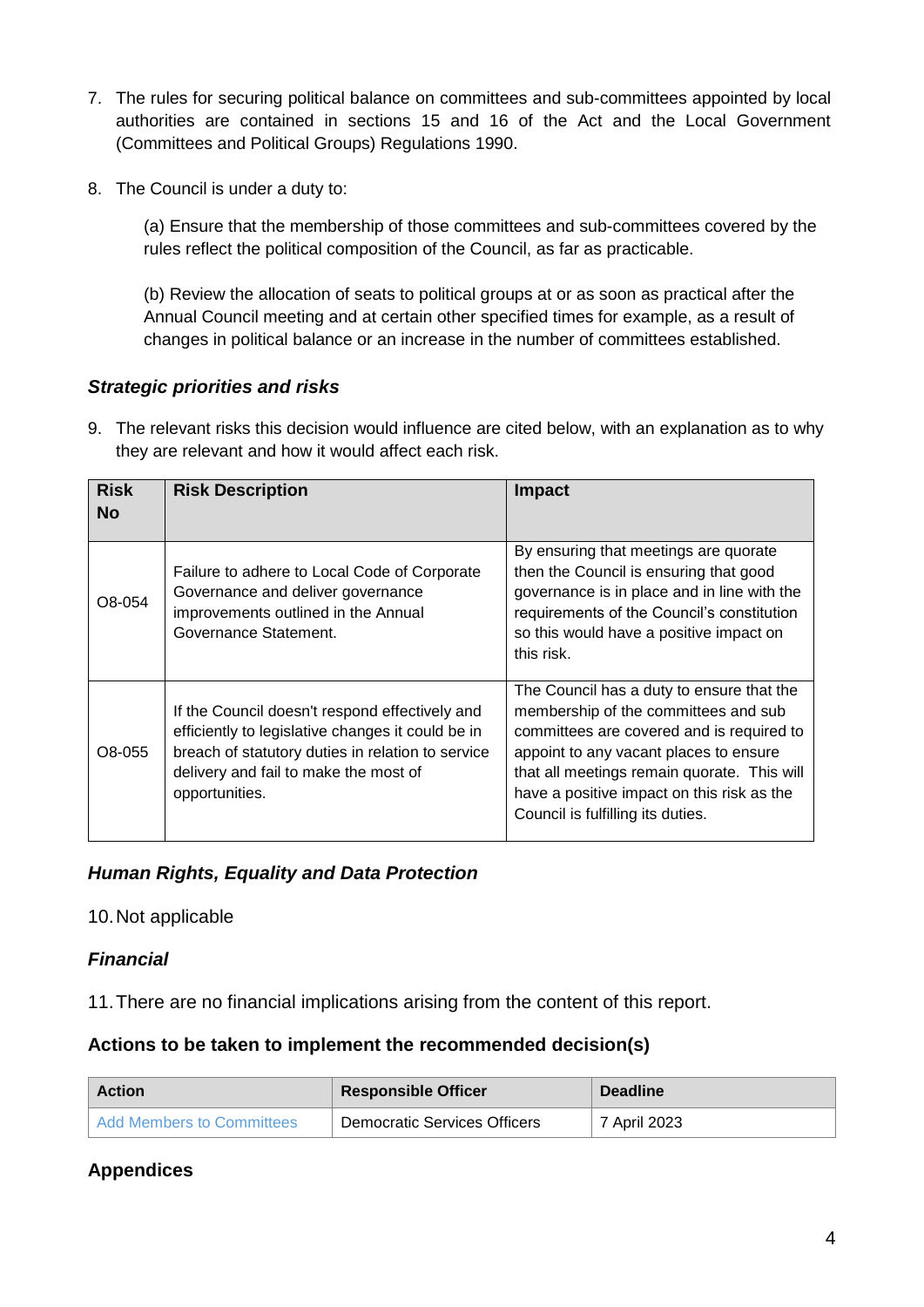7. The rules for securing political balance on committees and sub-committees appointed by local authorities are contained in sections 15 and 16 of the Act and the Local Government (Committees and Political Groups) Regulations 1990.

8. The Council is under a duty to:

   (a) Ensure that the membership of those committees and sub-committees covered by the rules reflect the political composition of the Council, as far as practicable.

   (b) Review the allocation of seats to political groups at or as soon as practical after the Annual Council meeting and at certain other specified times for example, as a result of changes in political balance or an increase in the number of committees established.

### *Strategic priorities and risks*

9. The relevant risks this decision would influence are cited below, with an explanation as to why they are relevant and how it would affect each risk.

| Risk No | Risk Description | Impact |
|---|---|---|
| O8-054 | Failure to adhere to Local Code of Corporate Governance and deliver governance improvements outlined in the Annual Governance Statement. | By ensuring that meetings are quorate then the Council is ensuring that good governance is in place and in line with the requirements of the Council's constitution so this would have a positive impact on this risk. |
| O8-055 | If the Council doesn't respond effectively and efficiently to legislative changes it could be in breach of statutory duties in relation to service delivery and fail to make the most of opportunities. | The Council has a duty to ensure that the membership of the committees and sub committees are covered and is required to appoint to any vacant places to ensure that all meetings remain quorate. This will have a positive impact on this risk as the Council is fulfilling its duties. |

### *Human Rights, Equality and Data Protection*

10. Not applicable

### *Financial*

11. There are no financial implications arising from the content of this report.

### Actions to be taken to implement the recommended decision(s)

| Action | Responsible Officer | Deadline |
|---|---|---|
| Add Members to Committees | Democratic Services Officers | 7 April 2023 |

### Appendices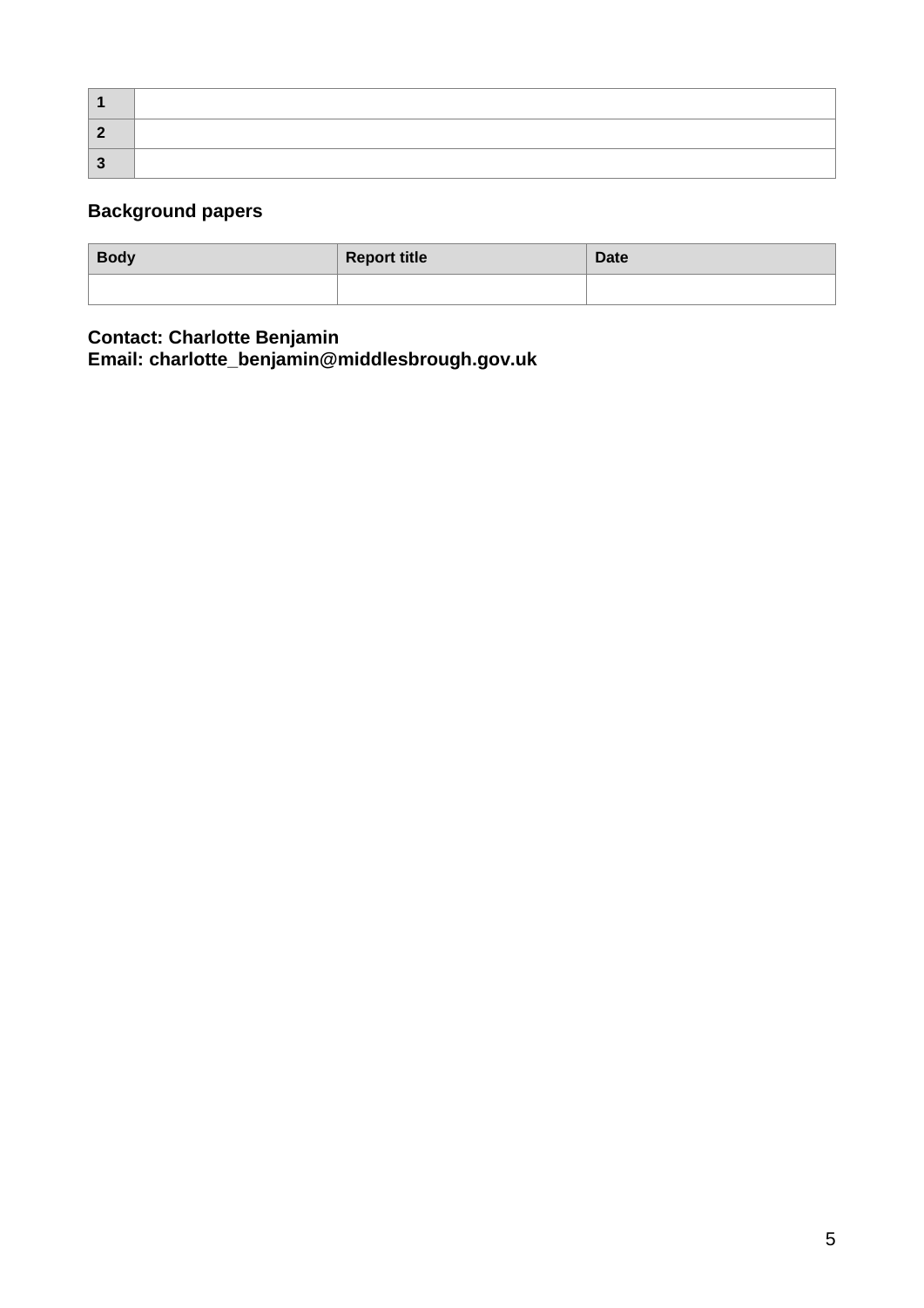| | |
|---|---|
| **1** | |
| **2** | |
| **3** | |

## Background papers

| Body | Report title | Date |
|---|---|---|
| | | |

**Contact: Charlotte Benjamin**
**Email: charlotte_benjamin@middlesbrough.gov.uk**